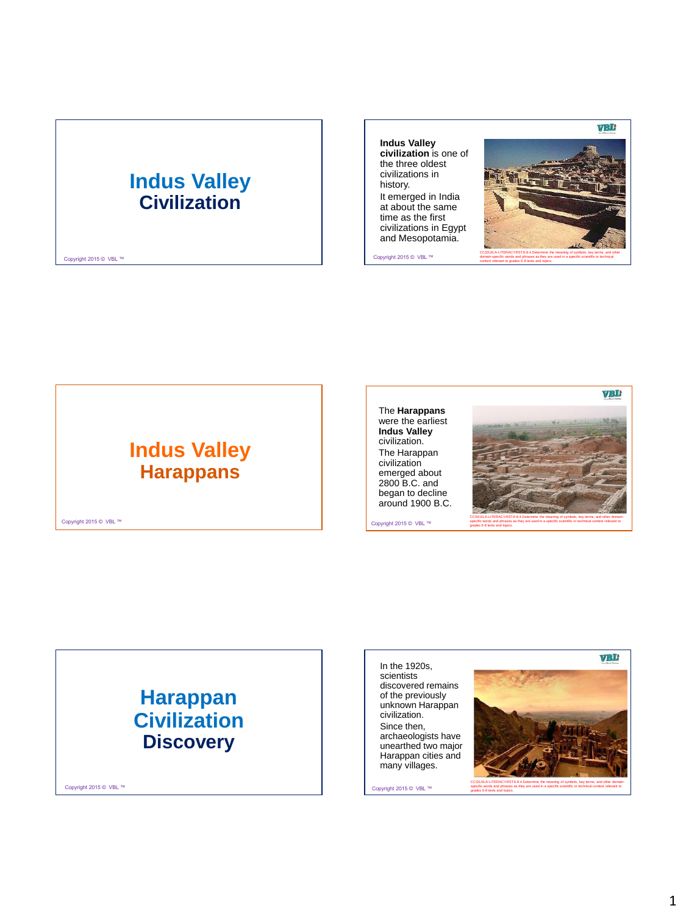# Indus Valley Civilization

Copyright 2015 © VBL ™

---

**Indus Valley civilization** is one of the three oldest civilizations in history.

It emerged in India at about the same time as the first civilizations in Egypt and Mesopotamia.

Copyright 2015 © VBL ™

CCSS.ELA-LITERACY.RST.6-8.4 Determine the meaning of symbols, key terms, and other domain-specific words and phrases as they are used in a specific scientific or technical context relevant to grades 6-8 texts and topics.

---

# Indus Valley Harappans

Copyright 2015 © VBL ™

---

The **Harappans** were the earliest **Indus Valley** civilization.

The Harappan civilization emerged about 2800 B.C. and began to decline around 1900 B.C.

Copyright 2015 © VBL ™

CCSS.ELA-LITERACY.RST.6-8.4 Determine the meaning of symbols, key terms, and other domain-specific words and phrases as they are used in a specific scientific or technical context relevant to grades 6-8 texts and topics.

---

# Harappan Civilization Discovery

Copyright 2015 © VBL ™

---

In the 1920s, scientists discovered remains of the previously unknown Harappan civilization.

Since then, archaeologists have unearthed two major Harappan cities and many villages.

Copyright 2015 © VBL ™

CCSS.ELA-LITERACY.RST.6-8.4 Determine the meaning of symbols, key terms, and other domain-specific words and phrases as they are used in a specific scientific or technical context relevant to grades 6-8 texts and topics.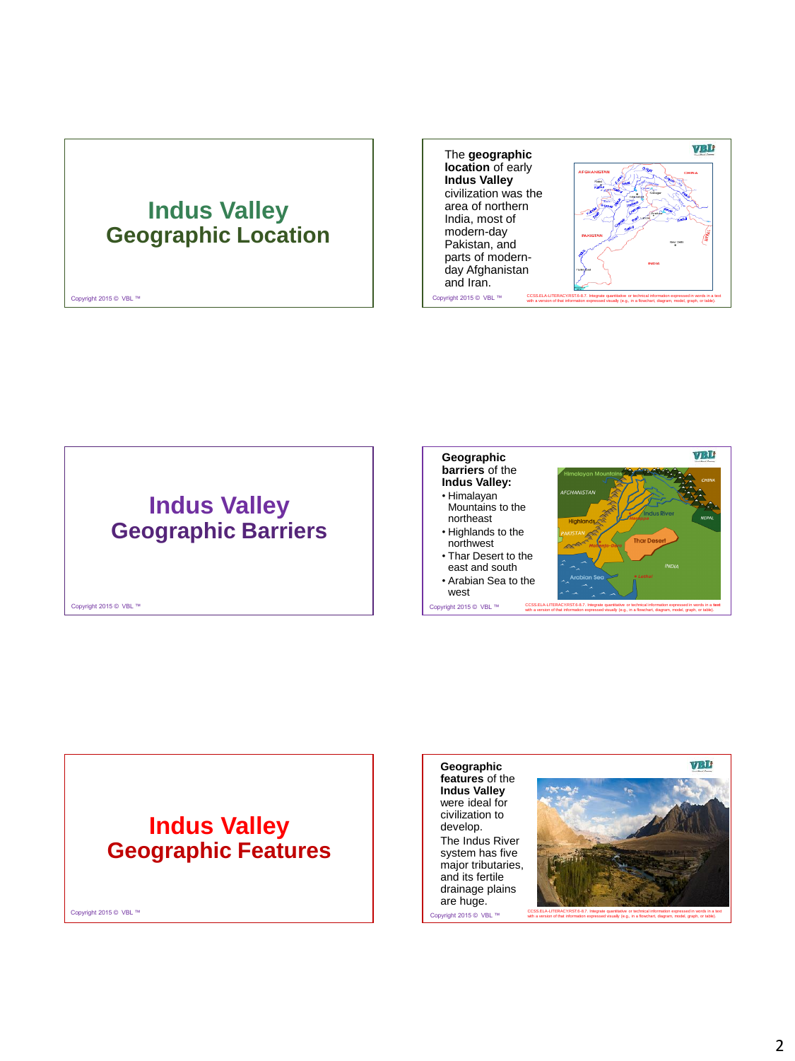# Indus Valley Geographic Location

Copyright 2015 © VBL ™

The **geographic location** of early **Indus Valley** civilization was the area of northern India, most of modern-day Pakistan, and parts of modern-day Afghanistan and Iran.

Copyright 2015 © VBL ™

CCSS.ELA-LITERACY.RST.6-8.7. Integrate quantitative or technical information expressed in words in a text with a version of that information expressed visually (e.g., in a flowchart, diagram, model, graph, or table).

# Indus Valley Geographic Barriers

Copyright 2015 © VBL ™

**Geographic barriers** of the **Indus Valley:**

- Himalayan Mountains to the northeast
- Highlands to the northwest
- Thar Desert to the east and south
- Arabian Sea to the west

Copyright 2015 © VBL ™

CCSS.ELA-LITERACY.RST.6-8.7. Integrate quantitative or technical information expressed in words in a text with a version of that information expressed visually (e.g., in a flowchart, diagram, model, graph, or table).

# Indus Valley Geographic Features

Copyright 2015 © VBL ™

**Geographic features** of the **Indus Valley** were ideal for civilization to develop.

The Indus River system has five major tributaries, and its fertile drainage plains are huge.

Copyright 2015 © VBL ™

CCSS.ELA-LITERACY.RST.6-8.7. Integrate quantitative or technical information expressed in words in a text with a version of that information expressed visually (e.g., in a flowchart, diagram, model, graph, or table).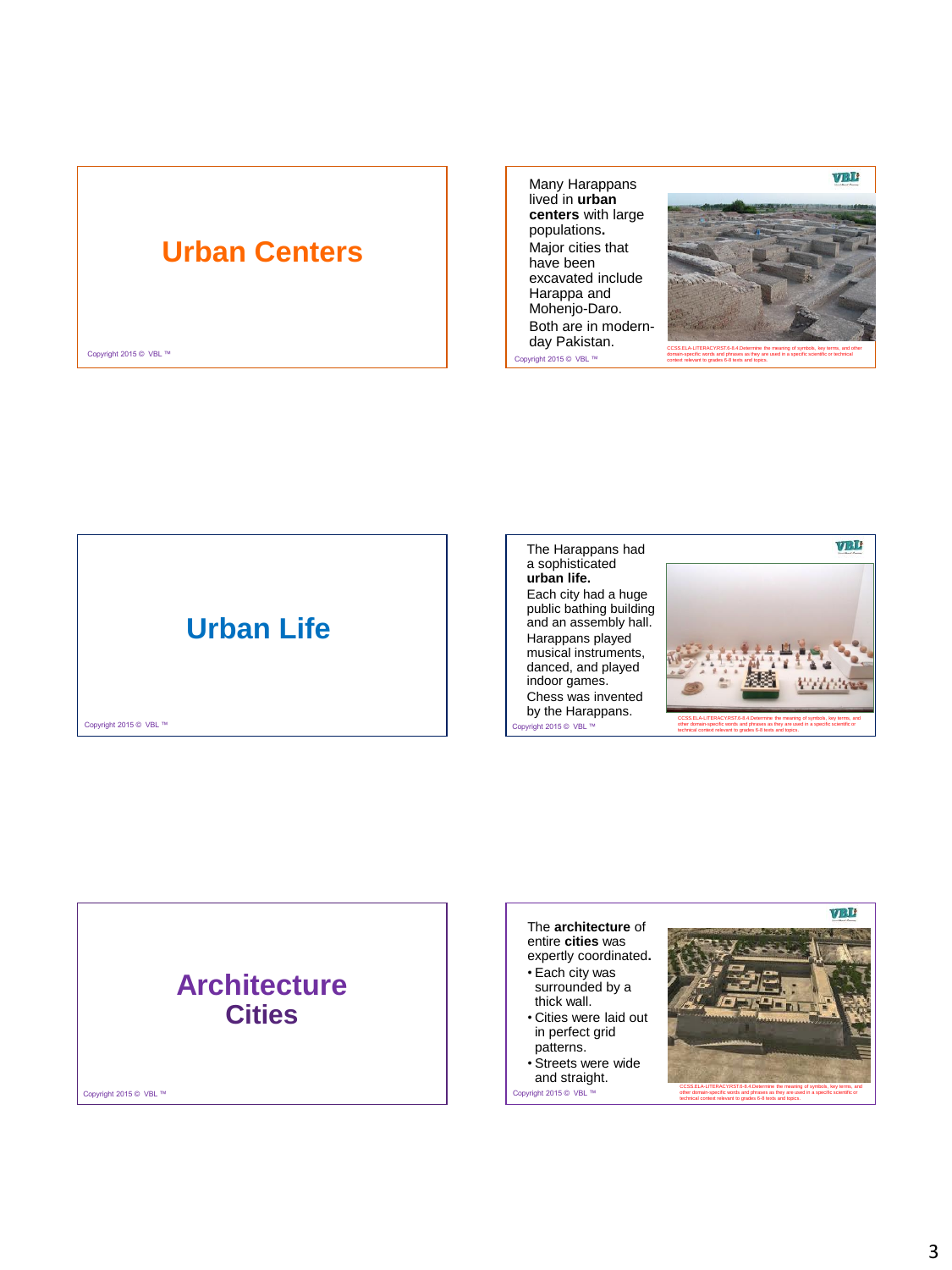# Urban Centers

Copyright 2015 © VBL ™

Many Harappans lived in **urban centers** with large populations**.**

Major cities that have been excavated include Harappa and Mohenjo-Daro.

Both are in modern-day Pakistan.

CCSS.ELA-LITERACY.RST.6-8.4 Determine the meaning of symbols, key terms, and other domain-specific words and phrases as they are used in a specific scientific or technical context relevant to grades 6-8 texts and topics.

Copyright 2015 © VBL ™

# Urban Life

Copyright 2015 © VBL ™

The Harappans had a sophisticated **urban life.**

Each city had a huge public bathing building and an assembly hall.

Harappans played musical instruments, danced, and played indoor games.

Chess was invented by the Harappans.

CCSS.ELA-LITERACY.RST.6-8.4 Determine the meaning of symbols, key terms, and other domain-specific words and phrases as they are used in a specific scientific or technical context relevant to grades 6-8 texts and topics.

Copyright 2015 © VBL ™

# Architecture Cities

Copyright 2015 © VBL ™

The **architecture** of entire **cities** was expertly coordinated**.**

- Each city was surrounded by a thick wall.
- Cities were laid out in perfect grid patterns.
- Streets were wide and straight.

CCSS.ELA-LITERACY.RST.6-8.4 Determine the meaning of symbols, key terms, and other domain-specific words and phrases as they are used in a specific scientific or technical context relevant to grades 6-8 texts and topics.

Copyright 2015 © VBL ™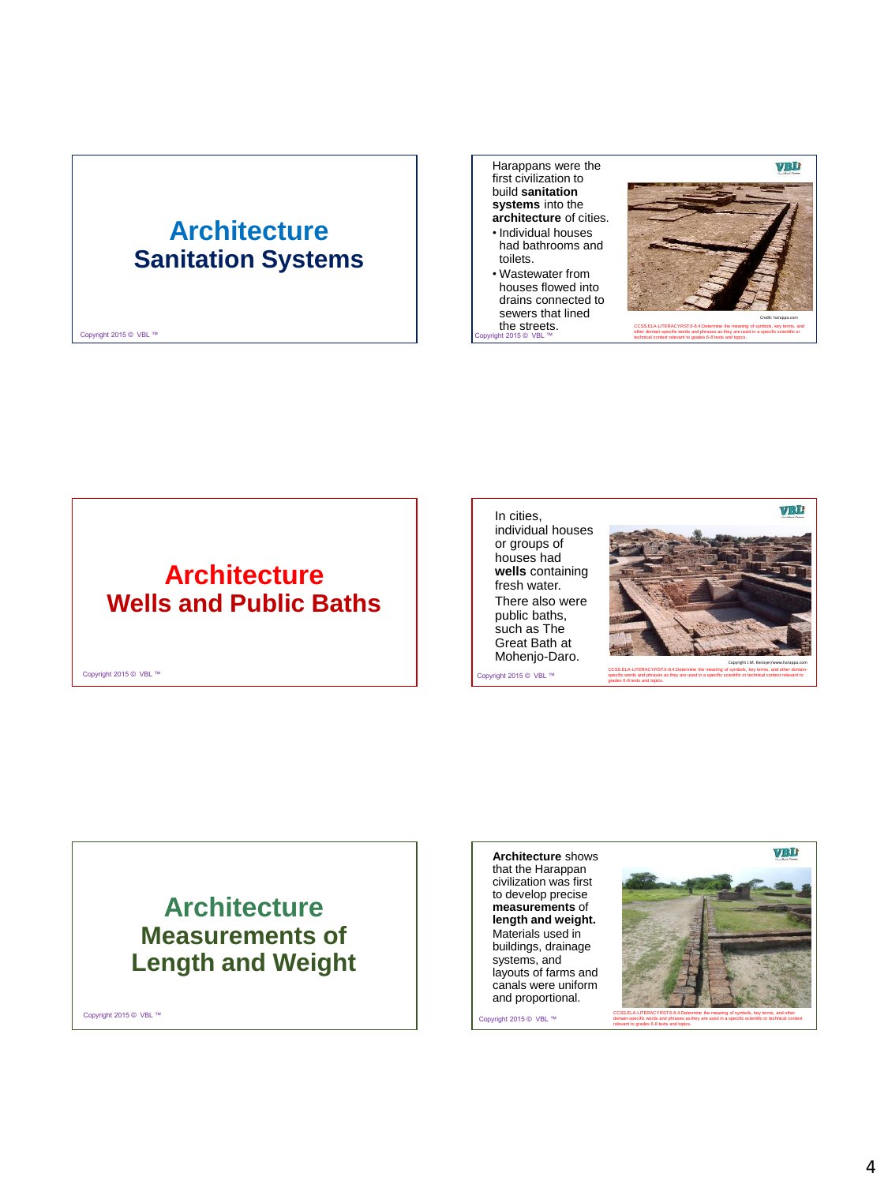# Architecture
## Sanitation Systems

Copyright 2015 © VBL ™

Harappans were the first civilization to build **sanitation systems** into the **architecture** of cities.

- Individual houses had bathrooms and toilets.
- Wastewater from houses flowed into drains connected to sewers that lined the streets.

Credit: harappa.com

CCSS.ELA-LITERACY.RST.6-8.4 Determine the meaning of symbols, key terms, and other domain-specific words and phrases as they are used in a specific scientific or technical context relevant to grades 6-8 texts and topics.

Copyright 2015 © VBL ™

# Architecture
## Wells and Public Baths

Copyright 2015 © VBL ™

In cities, individual houses or groups of houses had **wells** containing fresh water.

There also were public baths, such as The Great Bath at Mohenjo-Daro.

Copyright J.M. Kenoyer/www.harappa.com

CCSS.ELA-LITERACY.RST.6-8.4 Determine the meaning of symbols, key terms, and other domain-specific words and phrases as they are used in a specific scientific or technical context relevant to grades 6-8 texts and topics.

Copyright 2015 © VBL ™

# Architecture
## Measurements of Length and Weight

Copyright 2015 © VBL ™

**Architecture** shows that the Harappan civilization was first to develop precise **measurements** of **length and weight.** Materials used in buildings, drainage systems, and layouts of farms and canals were uniform and proportional.

CCSS.ELA-LITERACY.RST.6-8.4 Determine the meaning of symbols, key terms, and other domain-specific words and phrases as they are used in a specific scientific or technical context relevant to grades 6-8 texts and topics.

Copyright 2015 © VBL ™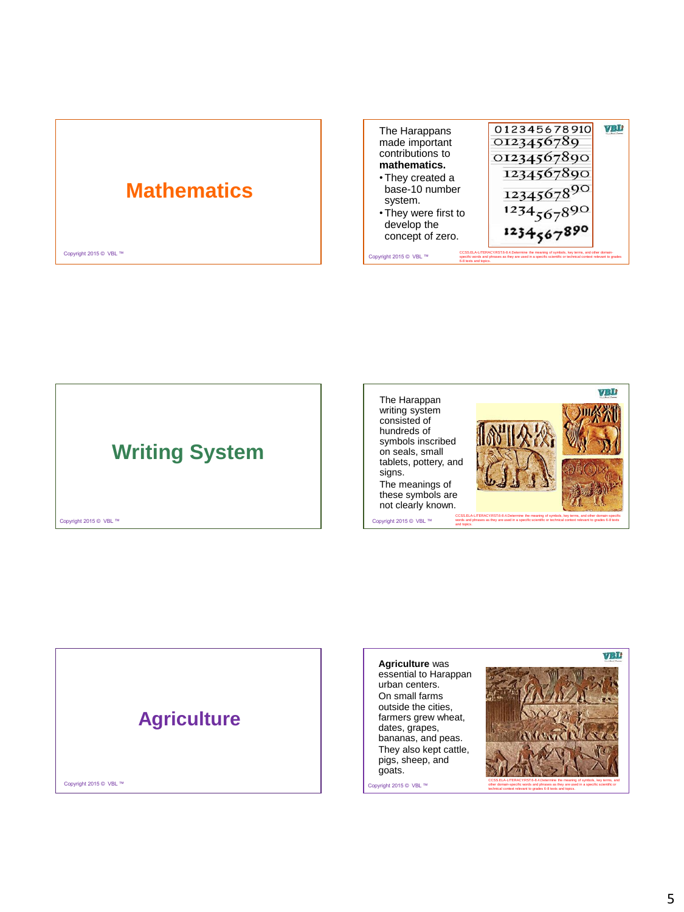# Mathematics

Copyright 2015 © VBL ™

The Harappans made important contributions to **mathematics.**

- They created a base-10 number system.
- They were first to develop the concept of zero.

Copyright 2015 © VBL ™

CCSS.ELA-LITERACY.RST.6-8.4 Determine the meaning of symbols, key terms, and other domain-specific words and phrases as they are used in a specific scientific or technical context relevant to grades 6-8 texts and topics.

# Writing System

Copyright 2015 © VBL ™

The Harappan writing system consisted of hundreds of symbols inscribed on seals, small tablets, pottery, and signs.

The meanings of these symbols are not clearly known.

Copyright 2015 © VBL ™

CCSS.ELA-LITERACY.RST.6-8.4 Determine the meaning of symbols, key terms, and other domain-specific words and phrases as they are used in a specific scientific or technical context relevant to grades 6-8 texts and topics.

# Agriculture

Copyright 2015 © VBL ™

**Agriculture** was essential to Harappan urban centers.

On small farms outside the cities, farmers grew wheat, dates, grapes, bananas, and peas.

They also kept cattle, pigs, sheep, and goats.

Copyright 2015 © VBL ™

CCSS.ELA-LITERACY.RST.6-8.4 Determine the meaning of symbols, key terms, and other domain-specific words and phrases as they are used in a specific scientific or technical context relevant to grades 6-8 texts and topics.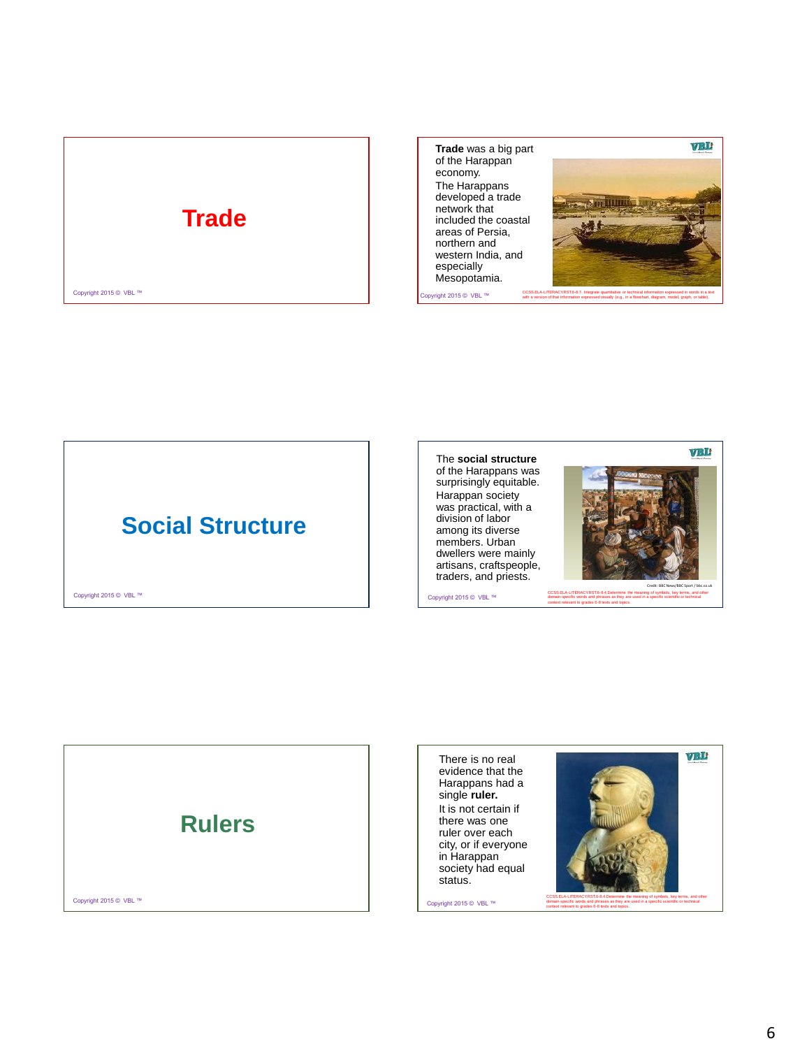# Trade

Copyright 2015 © VBL ™

**Trade** was a big part of the Harappan economy.

The Harappans developed a trade network that included the coastal areas of Persia, northern and western India, and especially Mesopotamia.

Copyright 2015 © VBL ™

CCSS.ELA-LITERACY.RST.6-8.7 Integrate quantitative or technical information expressed in words in a text with a version of that information expressed visually (e.g., in a flowchart, diagram, model, graph, or table).

# Social Structure

Copyright 2015 © VBL ™

The **social structure** of the Harappans was surprisingly equitable.

Harappan society was practical, with a division of labor among its diverse members. Urban dwellers were mainly artisans, craftspeople, traders, and priests.

Credit: BBC News/BBC Sport / bbc.co.uk

Copyright 2015 © VBL ™

CCSS.ELA-LITERACY.RST.6-8.4 Determine the meaning of symbols, key terms, and other domain-specific words and phrases as they are used in a specific scientific or technical context relevant to grades 6-8 texts and topics.

# Rulers

Copyright 2015 © VBL ™

There is no real evidence that the Harappans had a single **ruler.**

It is not certain if there was one ruler over each city, or if everyone in Harappan society had equal status.

Copyright 2015 © VBL ™

CCSS.ELA-LITERACY.RST.6-8.4 Determine the meaning of symbols, key terms, and other domain-specific words and phrases as they are used in a specific scientific or technical context relevant to grades 6-8 texts and topics.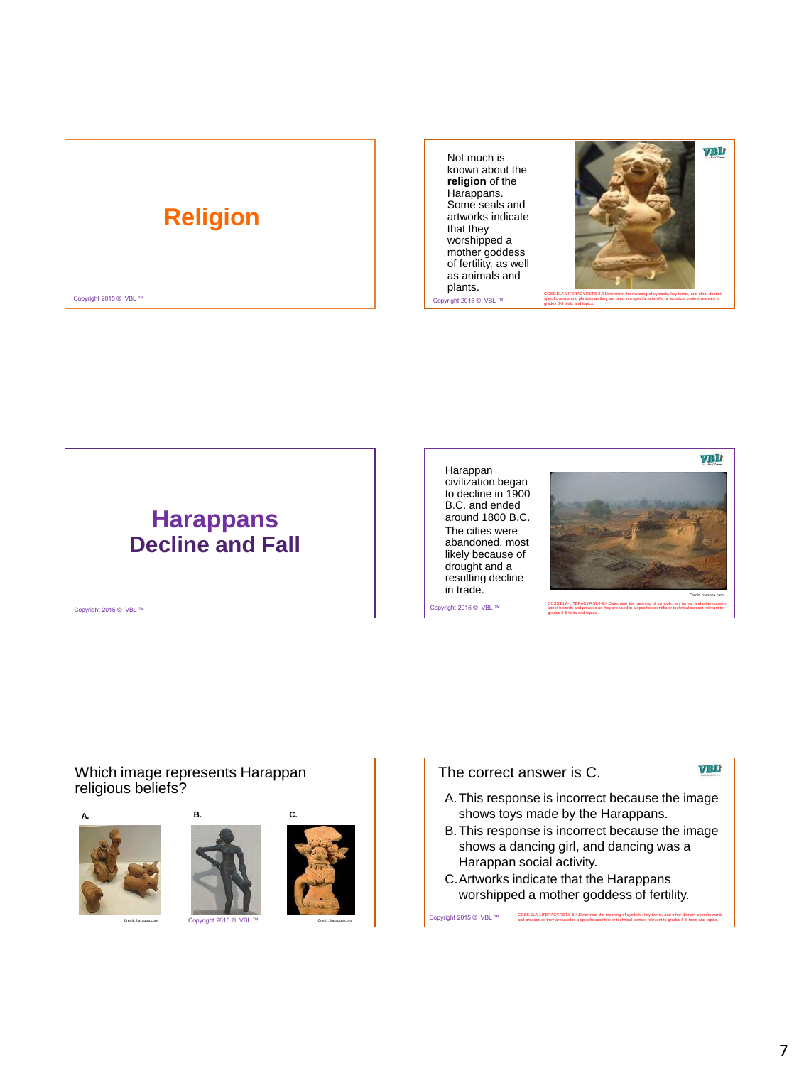# Religion

Copyright 2015 © VBL ™

Not much is known about the **religion** of the Harappans. Some seals and artworks indicate that they worshipped a mother goddess of fertility, as well as animals and plants.

Copyright 2015 © VBL ™

CCSS.ELA-LITERACY.RST.6-8.4 Determine the meaning of symbols, key terms, and other domain-specific words and phrases as they are used in a specific scientific or technical context relevant to grades 6-8 texts and topics.

# Harappans Decline and Fall

Copyright 2015 © VBL ™

Harappan civilization began to decline in 1900 B.C. and ended around 1800 B.C. The cities were abandoned, most likely because of drought and a resulting decline in trade.

Credit: harappa.com

Copyright 2015 © VBL ™

CCSS.ELA-LITERACY.RST.6-8.4 Determine the meaning of symbols, key terms, and other domain-specific words and phrases as they are used in a specific scientific or technical context relevant to grades 6-8 texts and topics.

Which image represents Harappan religious beliefs?

A.

B.

C.

Credit: harappa.com

Copyright 2015 © VBL ™

Credit: harappa.com

The correct answer is C.

A. This response is incorrect because the image shows toys made by the Harappans.
B. This response is incorrect because the image shows a dancing girl, and dancing was a Harappan social activity.
C. Artworks indicate that the Harappans worshipped a mother goddess of fertility.

Copyright 2015 © VBL ™

CCSS.ELA-LITERACY.RST.6-8.4 Determine the meaning of symbols, key terms, and other domain-specific words and phrases as they are used in a specific scientific or technical context relevant to grades 6-8 texts and topics.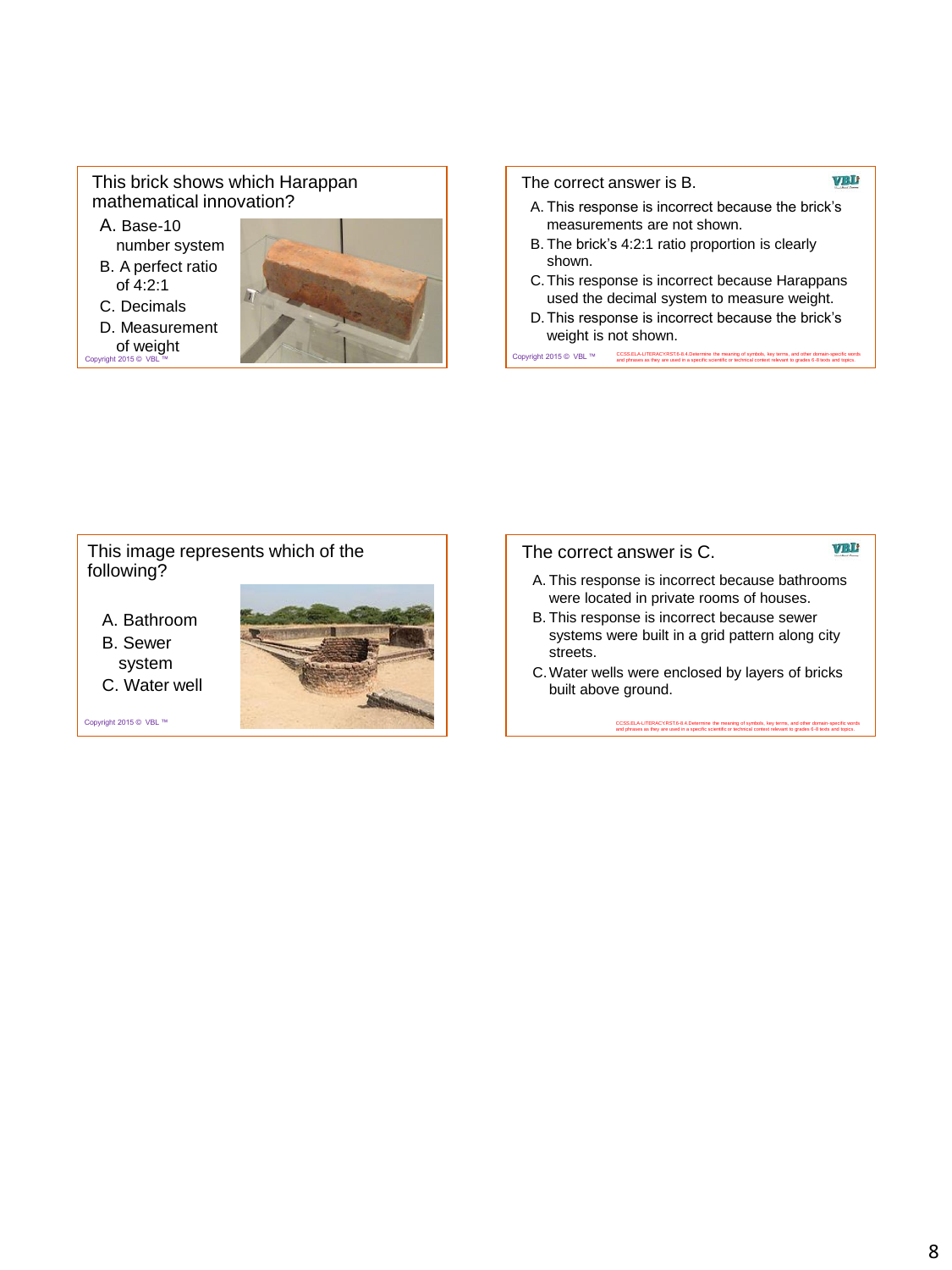This brick shows which Harappan mathematical innovation?

A. Base-10 number system
B. A perfect ratio of 4:2:1
C. Decimals
D. Measurement of weight

Copyright 2015 © VBL ™

The correct answer is B.

A. This response is incorrect because the brick's measurements are not shown.
B. The brick's 4:2:1 ratio proportion is clearly shown.
C. This response is incorrect because Harappans used the decimal system to measure weight.
D. This response is incorrect because the brick's weight is not shown.

Copyright 2015 © VBL ™

CCSS.ELA-LITERACY.RST.6-8.4 Determine the meaning of symbols, key terms, and other domain-specific words and phrases as they are used in a specific scientific or technical context relevant to grades 6–8 texts and topics.

This image represents which of the following?

A. Bathroom
B. Sewer system
C. Water well

Copyright 2015 © VBL ™

The correct answer is C.

A. This response is incorrect because bathrooms were located in private rooms of houses.
B. This response is incorrect because sewer systems were built in a grid pattern along city streets.
C. Water wells were enclosed by layers of bricks built above ground.

CCSS.ELA-LITERACY.RST.6-8.4 Determine the meaning of symbols, key terms, and other domain-specific words and phrases as they are used in a specific scientific or technical context relevant to grades 6–8 texts and topics.